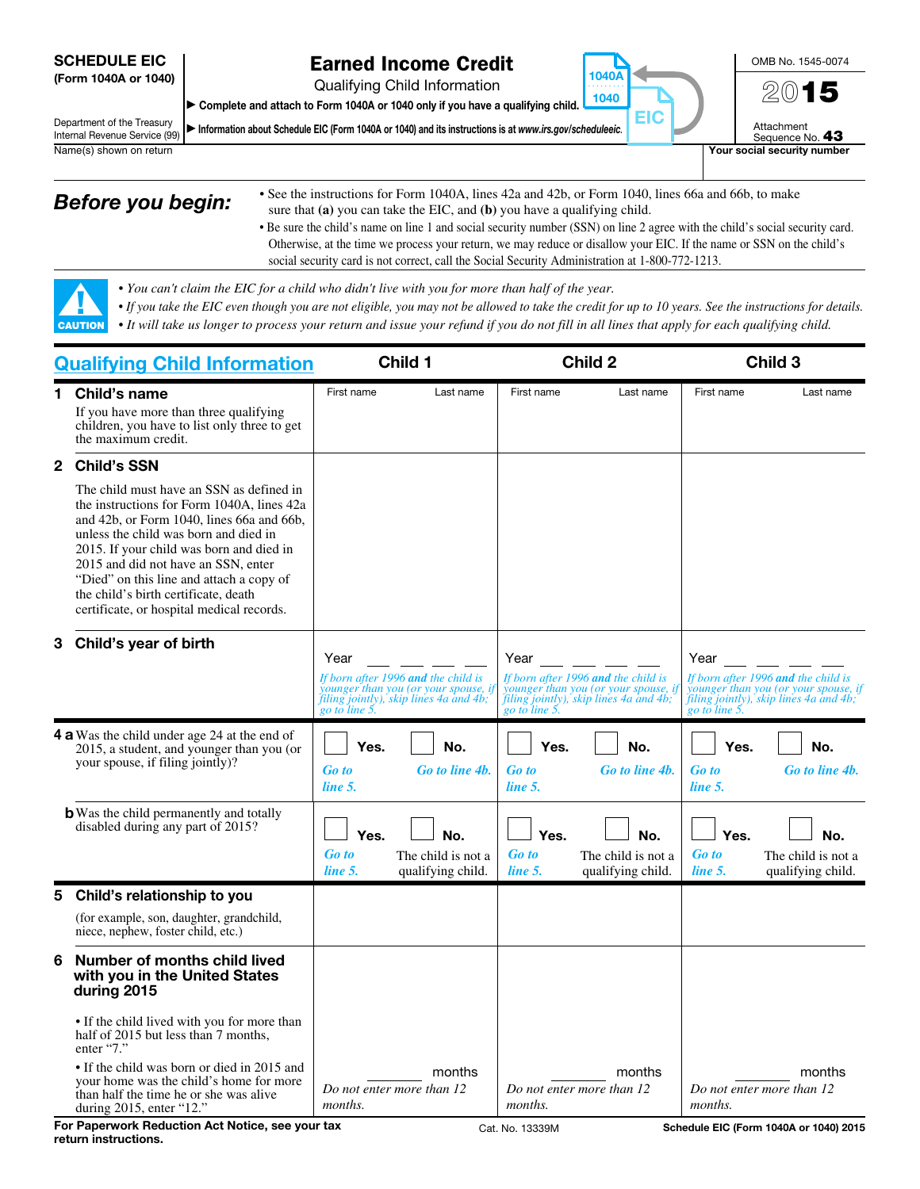**SCHEDULE EIC**
**(Form 1040A or 1040)**

Department of the Treasury
Internal Revenue Service (99)

# Earned Income Credit

Qualifying Child Information

▶ **Complete and attach to Form 1040A or 1040 only if you have a qualifying child.**

▶ **Information about Schedule EIC (Form 1040A or 1040) and its instructions is at *www.irs.gov/scheduleeic*.**

1040A
1040
EIC

OMB No. 1545-0074

**2015**

Attachment Sequence No. **43**

Name(s) shown on return | **Your social security number**

## Before you begin:

- See the instructions for Form 1040A, lines 42a and 42b, or Form 1040, lines 66a and 66b, to make sure that **(a)** you can take the EIC, and **(b)** you have a qualifying child.
- Be sure the child's name on line 1 and social security number (SSN) on line 2 agree with the child's social security card. Otherwise, at the time we process your return, we may reduce or disallow your EIC. If the name or SSN on the child's social security card is not correct, call the Social Security Administration at 1-800-772-1213.

**CAUTION**

- *You can't claim the EIC for a child who didn't live with you for more than half of the year.*
- *If you take the EIC even though you are not eligible, you may not be allowed to take the credit for up to 10 years. See the instructions for details.*
- *It will take us longer to process your return and issue your refund if you do not fill in all lines that apply for each qualifying child.*

| Qualifying Child Information | Child 1 | Child 2 | Child 3 |
|---|---|---|---|
| **1 Child's name** If you have more than three qualifying children, you have to list only three to get the maximum credit. | First name Last name | First name Last name | First name Last name |
| **2 Child's SSN** The child must have an SSN as defined in the instructions for Form 1040A, lines 42a and 42b, or Form 1040, lines 66a and 66b, unless the child was born and died in 2015. If your child was born and died in 2015 and did not have an SSN, enter "Died" on this line and attach a copy of the child's birth certificate, death certificate, or hospital medical records. | | | |
| **3 Child's year of birth** | Year ____ *If born after 1996 **and** the child is younger than you (or your spouse, if filing jointly), skip lines 4a and 4b; go to line 5.* | Year ____ *If born after 1996 **and** the child is younger than you (or your spouse, if filing jointly), skip lines 4a and 4b; go to line 5.* | Year ____ *If born after 1996 **and** the child is younger than you (or your spouse, if filing jointly), skip lines 4a and 4b; go to line 5.* |
| **4 a** Was the child under age 24 at the end of 2015, a student, and younger than you (or your spouse, if filing jointly)? | ☐ **Yes.** *Go to line 5.* ☐ **No.** *Go to line 4b.* | ☐ **Yes.** *Go to line 5.* ☐ **No.** *Go to line 4b.* | ☐ **Yes.** *Go to line 5.* ☐ **No.** *Go to line 4b.* |
| **b** Was the child permanently and totally disabled during any part of 2015? | ☐ **Yes.** *Go to line 5.* ☐ **No.** The child is not a qualifying child. | ☐ **Yes.** *Go to line 5.* ☐ **No.** The child is not a qualifying child. | ☐ **Yes.** *Go to line 5.* ☐ **No.** The child is not a qualifying child. |
| **5 Child's relationship to you** (for example, son, daughter, grandchild, niece, nephew, foster child, etc.) | | | |
| **6 Number of months child lived with you in the United States during 2015** • If the child lived with you for more than half of 2015 but less than 7 months, enter "7." • If the child was born or died in 2015 and your home was the child's home for more than half the time he or she was alive during 2015, enter "12." | ____ months *Do not enter more than 12 months.* | ____ months *Do not enter more than 12 months.* | ____ months *Do not enter more than 12 months.* |

**For Paperwork Reduction Act Notice, see your tax return instructions.** Cat. No. 13339M **Schedule EIC (Form 1040A or 1040) 2015**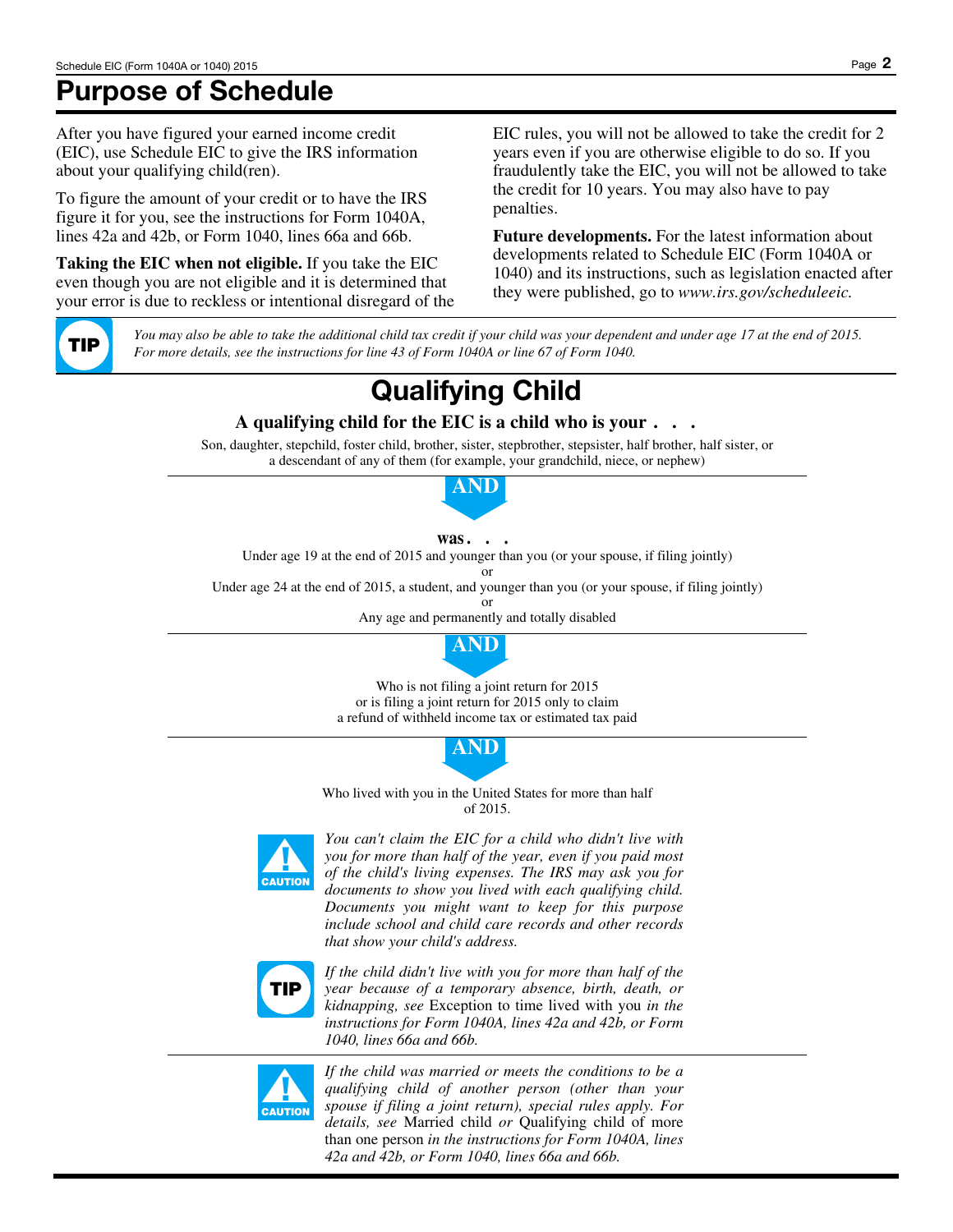# Purpose of Schedule

After you have figured your earned income credit (EIC), use Schedule EIC to give the IRS information about your qualifying child(ren).

To figure the amount of your credit or to have the IRS figure it for you, see the instructions for Form 1040A, lines 42a and 42b, or Form 1040, lines 66a and 66b.

**Taking the EIC when not eligible.** If you take the EIC even though you are not eligible and it is determined that your error is due to reckless or intentional disregard of the EIC rules, you will not be allowed to take the credit for 2 years even if you are otherwise eligible to do so. If you fraudulently take the EIC, you will not be allowed to take the credit for 10 years. You may also have to pay penalties.

**Future developments.** For the latest information about developments related to Schedule EIC (Form 1040A or 1040) and its instructions, such as legislation enacted after they were published, go to *www.irs.gov/scheduleeic.*

**TIP** *You may also be able to take the additional child tax credit if your child was your dependent and under age 17 at the end of 2015. For more details, see the instructions for line 43 of Form 1040A or line 67 of Form 1040.*

# Qualifying Child

**A qualifying child for the EIC is a child who is your . . .**

Son, daughter, stepchild, foster child, brother, sister, stepbrother, stepsister, half brother, half sister, or a descendant of any of them (for example, your grandchild, niece, or nephew)

**AND**

**was . . .**

Under age 19 at the end of 2015 and younger than you (or your spouse, if filing jointly)

or

Under age 24 at the end of 2015, a student, and younger than you (or your spouse, if filing jointly)

or

Any age and permanently and totally disabled

**AND**

Who is not filing a joint return for 2015
or is filing a joint return for 2015 only to claim
a refund of withheld income tax or estimated tax paid

**AND**

Who lived with you in the United States for more than half of 2015.

**CAUTION** *You can't claim the EIC for a child who didn't live with you for more than half of the year, even if you paid most of the child's living expenses. The IRS may ask you for documents to show you lived with each qualifying child. Documents you might want to keep for this purpose include school and child care records and other records that show your child's address.*

**TIP** *If the child didn't live with you for more than half of the year because of a temporary absence, birth, death, or kidnapping, see* Exception to time lived with you *in the instructions for Form 1040A, lines 42a and 42b, or Form 1040, lines 66a and 66b.*

**CAUTION** *If the child was married or meets the conditions to be a qualifying child of another person (other than your spouse if filing a joint return), special rules apply. For details, see* Married child *or* Qualifying child of more than one person *in the instructions for Form 1040A, lines 42a and 42b, or Form 1040, lines 66a and 66b.*